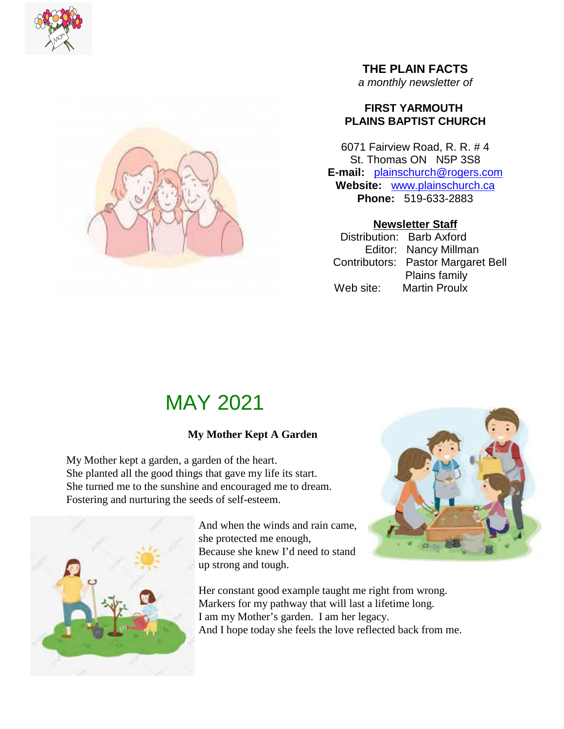**THE PLAIN FACTS**
*a monthly newsletter of*

**FIRST YARMOUTH PLAINS BAPTIST CHURCH**

6071 Fairview Road, R. R. # 4
St. Thomas ON   N5P 3S8
**E-mail:** plainschurch@rogers.com
**Website:** www.plainschurch.ca
**Phone:** 519-633-2883

**Newsletter Staff**

Distribution: Barb Axford
Editor: Nancy Millman
Contributors: Pastor Margaret Bell
Plains family
Web site: Martin Proulx

# MAY 2021

**My Mother Kept A Garden**

My Mother kept a garden, a garden of the heart.
She planted all the good things that gave my life its start.
She turned me to the sunshine and encouraged me to dream.
Fostering and nurturing the seeds of self-esteem.

And when the winds and rain came,
she protected me enough,
Because she knew I'd need to stand
up strong and tough.

Her constant good example taught me right from wrong.
Markers for my pathway that will last a lifetime long.
I am my Mother's garden. I am her legacy.
And I hope today she feels the love reflected back from me.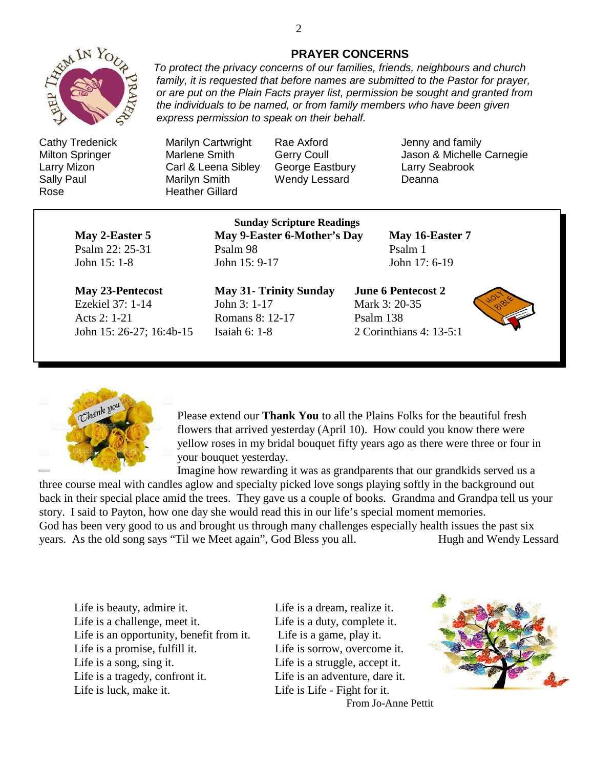## PRAYER CONCERNS

*To protect the privacy concerns of our families, friends, neighbours and church family, it is requested that before names are submitted to the Pastor for prayer, or are put on the Plain Facts prayer list, permission be sought and granted from the individuals to be named, or from family members who have been given express permission to speak on their behalf.*

Cathy Tredenick
Milton Springer
Larry Mizon
Sally Paul
Rose
Marilyn Cartwright
Marlene Smith
Carl & Leena Sibley
Marilyn Smith
Heather Gillard
Rae Axford
Gerry Coull
George Eastbury
Wendy Lessard
Jenny and family
Jason & Michelle Carnegie
Larry Seabrook
Deanna

### Sunday Scripture Readings

**May 2-Easter 5**
Psalm 22: 25-31
John 15: 1-8

**May 9-Easter 6-Mother's Day**
Psalm 98
John 15: 9-17

**May 16-Easter 7**
Psalm 1
John 17: 6-19

**May 23-Pentecost**
Ezekiel 37: 1-14
Acts 2: 1-21
John 15: 26-27; 16:4b-15

**May 31- Trinity Sunday**
John 3: 1-17
Romans 8: 12-17
Isaiah 6: 1-8

**June 6 Pentecost 2**
Mark 3: 20-35
Psalm 138
2 Corinthians 4: 13-5:1

Please extend our **Thank You** to all the Plains Folks for the beautiful fresh flowers that arrived yesterday (April 10). How could you know there were yellow roses in my bridal bouquet fifty years ago as there were three or four in your bouquet yesterday.

Imagine how rewarding it was as grandparents that our grandkids served us a three course meal with candles aglow and specialty picked love songs playing softly in the background out back in their special place amid the trees. They gave us a couple of books. Grandma and Grandpa tell us your story. I said to Payton, how one day she would read this in our life's special moment memories.
God has been very good to us and brought us through many challenges especially health issues the past six years. As the old song says "Til we Meet again", God Bless you all.

Hugh and Wendy Lessard

Life is beauty, admire it.
Life is a challenge, meet it.
Life is an opportunity, benefit from it.
Life is a promise, fulfill it.
Life is a song, sing it.
Life is a tragedy, confront it.
Life is luck, make it.
Life is a dream, realize it.
Life is a duty, complete it.
Life is a game, play it.
Life is sorrow, overcome it.
Life is a struggle, accept it.
Life is an adventure, dare it.
Life is Life - Fight for it.

From Jo-Anne Pettit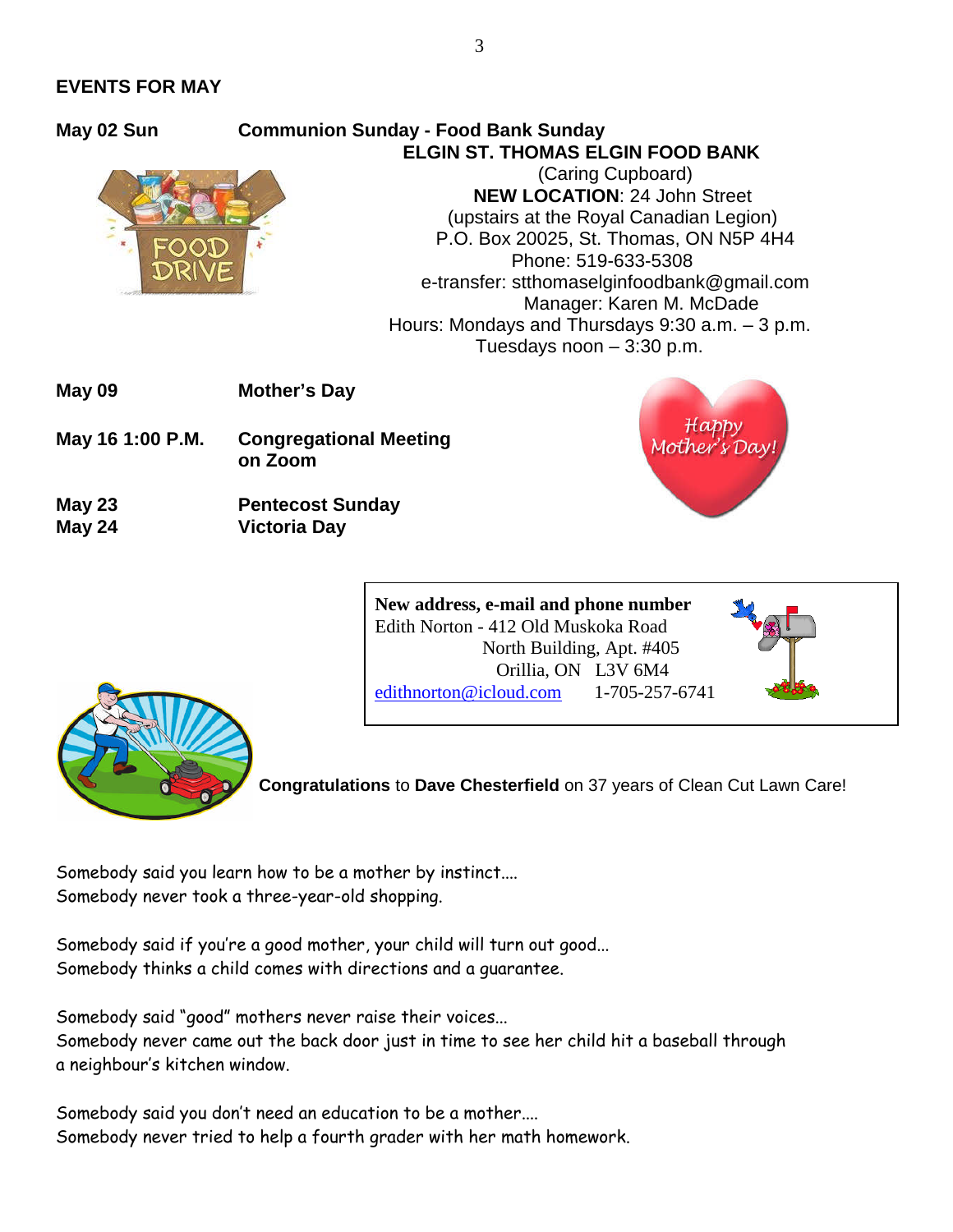## EVENTS FOR MAY

**May 02 Sun** — **Communion Sunday - Food Bank Sunday**

**ELGIN ST. THOMAS ELGIN FOOD BANK**
(Caring Cupboard)
**NEW LOCATION**: 24 John Street
(upstairs at the Royal Canadian Legion)
P.O. Box 20025, St. Thomas, ON N5P 4H4
Phone: 519-633-5308
e-transfer: stthomaselginfoodbank@gmail.com
Manager: Karen M. McDade
Hours: Mondays and Thursdays 9:30 a.m. – 3 p.m.
Tuesdays noon – 3:30 p.m.

| | |
|---|---|
| **May 09** | **Mother's Day** |
| **May 16 1:00 P.M.** | **Congregational Meeting on Zoom** |
| **May 23** | **Pentecost Sunday** |
| **May 24** | **Victoria Day** |

**New address, e-mail and phone number**
Edith Norton - 412 Old Muskoka Road
North Building, Apt. #405
Orillia, ON L3V 6M4
edithnorton@icloud.com 1-705-257-6741

**Congratulations** to **Dave Chesterfield** on 37 years of Clean Cut Lawn Care!

Somebody said you learn how to be a mother by instinct….
Somebody never took a three-year-old shopping.

Somebody said if you're a good mother, your child will turn out good…
Somebody thinks a child comes with directions and a guarantee.

Somebody said "good" mothers never raise their voices…
Somebody never came out the back door just in time to see her child hit a baseball through a neighbour's kitchen window.

Somebody said you don't need an education to be a mother….
Somebody never tried to help a fourth grader with her math homework.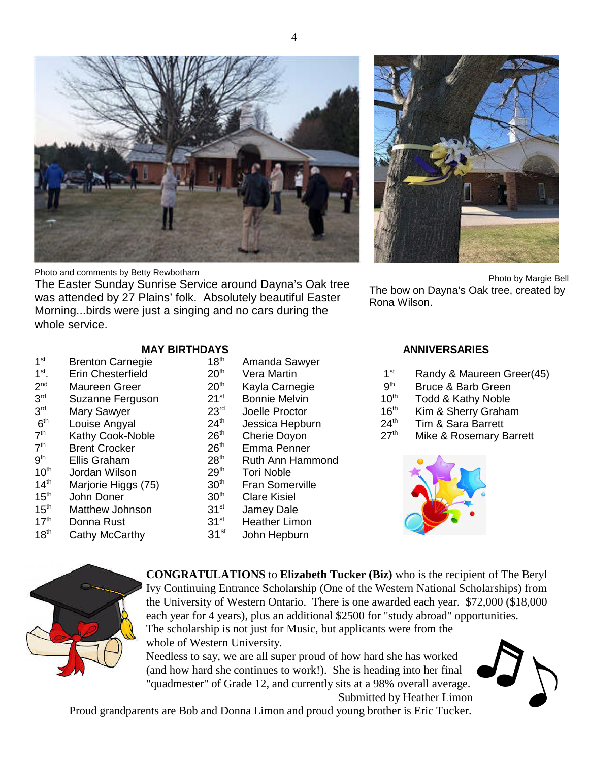Photo and comments by Betty Rewbotham

The Easter Sunday Sunrise Service around Dayna's Oak tree was attended by 27 Plains' folk. Absolutely beautiful Easter Morning...birds were just a singing and no cars during the whole service.

Photo by Margie Bell

The bow on Dayna's Oak tree, created by Rona Wilson.

## MAY BIRTHDAYS

| | | | |
|---|---|---|---|
| 1st | Brenton Carnegie | 18th | Amanda Sawyer |
| 1st. | Erin Chesterfield | 20th | Vera Martin |
| 2nd | Maureen Greer | 20th | Kayla Carnegie |
| 3rd | Suzanne Ferguson | 21st | Bonnie Melvin |
| 3rd | Mary Sawyer | 23rd | Joelle Proctor |
| 6th | Louise Angyal | 24th | Jessica Hepburn |
| 7th | Kathy Cook-Noble | 26th | Cherie Doyon |
| 7th | Brent Crocker | 26th | Emma Penner |
| 9th | Ellis Graham | 28th | Ruth Ann Hammond |
| 10th | Jordan Wilson | 29th | Tori Noble |
| 14th | Marjorie Higgs (75) | 30th | Fran Somerville |
| 15th | John Doner | 30th | Clare Kisiel |
| 15th | Matthew Johnson | 31st | Jamey Dale |
| 17th | Donna Rust | 31st | Heather Limon |
| 18th | Cathy McCarthy | 31st | John Hepburn |

## ANNIVERSARIES

| | |
|---|---|
| 1st | Randy & Maureen Greer(45) |
| 9th | Bruce & Barb Green |
| 10th | Todd & Kathy Noble |
| 16th | Kim & Sherry Graham |
| 24th | Tim & Sara Barrett |
| 27th | Mike & Rosemary Barrett |

**CONGRATULATIONS** to **Elizabeth Tucker (Biz)** who is the recipient of The Beryl Ivy Continuing Entrance Scholarship (One of the Western National Scholarships) from the University of Western Ontario. There is one awarded each year. $72,000 ($18,000 each year for 4 years), plus an additional $2500 for "study abroad" opportunities. The scholarship is not just for Music, but applicants were from the whole of Western University.

Needless to say, we are all super proud of how hard she has worked (and how hard she continues to work!). She is heading into her final "quadmester" of Grade 12, and currently sits at a 98% overall average.

Submitted by Heather Limon

Proud grandparents are Bob and Donna Limon and proud young brother is Eric Tucker.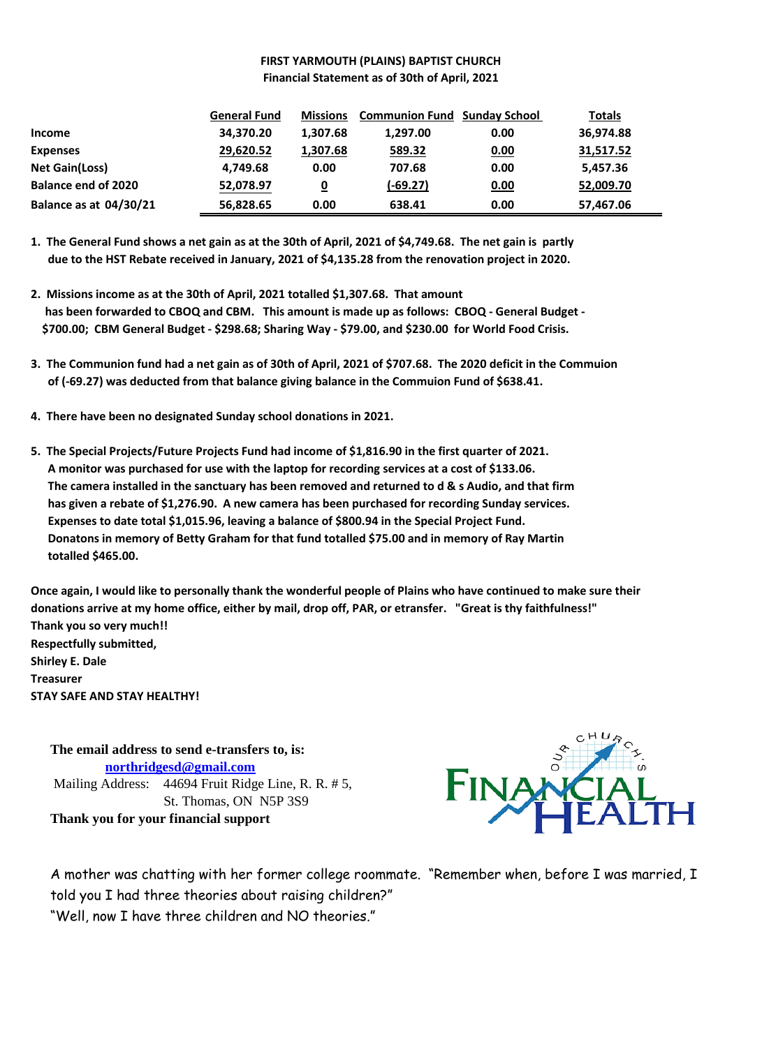**FIRST YARMOUTH (PLAINS) BAPTIST CHURCH**
**Financial Statement as of 30th of April, 2021**

| | General Fund | Missions | Communion Fund | Sunday School | Totals |
|---|---|---|---|---|---|
| **Income** | 34,370.20 | 1,307.68 | 1,297.00 | 0.00 | 36,974.88 |
| **Expenses** | 29,620.52 | 1,307.68 | 589.32 | 0.00 | 31,517.52 |
| **Net Gain(Loss)** | 4,749.68 | 0.00 | 707.68 | 0.00 | 5,457.36 |
| **Balance end of 2020** | 52,078.97 | 0 | (-69.27) | 0.00 | 52,009.70 |
| **Balance as at 04/30/21** | 56,828.65 | 0.00 | 638.41 | 0.00 | 57,467.06 |

1. **The General Fund shows a net gain as at the 30th of April, 2021 of $4,749.68. The net gain is partly due to the HST Rebate received in January, 2021 of $4,135.28 from the renovation project in 2020.**

2. **Missions income as at the 30th of April, 2021 totalled $1,307.68. That amount has been forwarded to CBOQ and CBM. This amount is made up as follows: CBOQ - General Budget - $700.00; CBM General Budget - $298.68; Sharing Way - $79.00, and $230.00 for World Food Crisis.**

3. **The Communion fund had a net gain as of 30th of April, 2021 of $707.68. The 2020 deficit in the Commuion of (-69.27) was deducted from that balance giving balance in the Commuion Fund of $638.41.**

4. **There have been no designated Sunday school donations in 2021.**

5. **The Special Projects/Future Projects Fund had income of $1,816.90 in the first quarter of 2021. A monitor was purchased for use with the laptop for recording services at a cost of $133.06. The camera installed in the sanctuary has been removed and returned to d & s Audio, and that firm has given a rebate of $1,276.90. A new camera has been purchased for recording Sunday services. Expenses to date total $1,015.96, leaving a balance of $800.94 in the Special Project Fund. Donatons in memory of Betty Graham for that fund totalled $75.00 and in memory of Ray Martin totalled $465.00.**

**Once again, I would like to personally thank the wonderful people of Plains who have continued to make sure their donations arrive at my home office, either by mail, drop off, PAR, or etransfer. "Great is thy faithfulness!"**
**Thank you so very much!!**
**Respectfully submitted,**
**Shirley E. Dale**
**Treasurer**
**STAY SAFE AND STAY HEALTHY!**

**The email address to send e-transfers to, is:**
**northridgesd@gmail.com**
Mailing Address: 44694 Fruit Ridge Line, R. R. # 5,
St. Thomas, ON N5P 3S9
**Thank you for your financial support**

OUR CHURCH'S FINANCIAL HEALTH

A mother was chatting with her former college roommate. "Remember when, before I was married, I told you I had three theories about raising children?"
"Well, now I have three children and NO theories."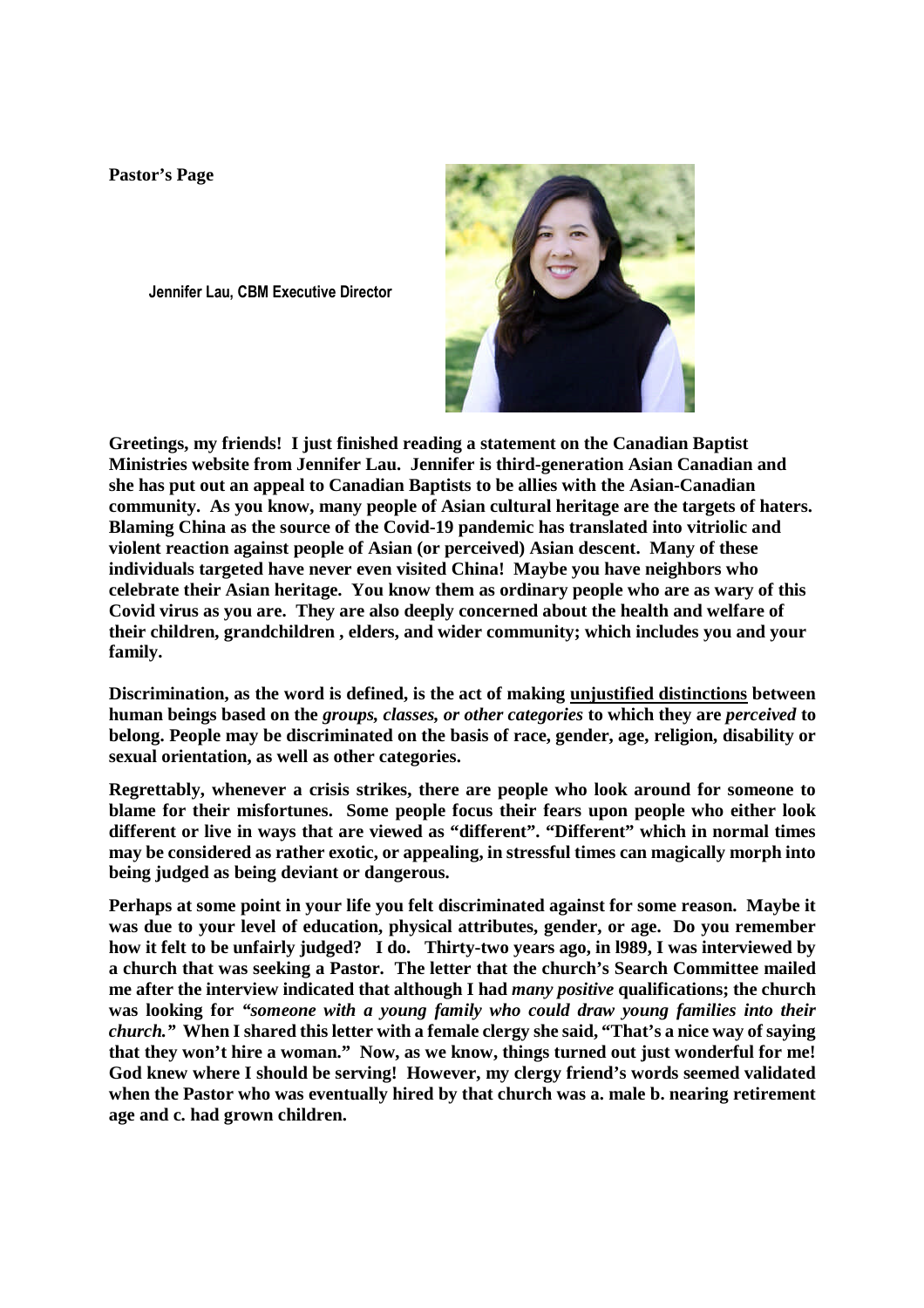**Pastor's Page**

**Jennifer Lau, CBM Executive Director**

**Greetings, my friends! I just finished reading a statement on the Canadian Baptist Ministries website from Jennifer Lau. Jennifer is third-generation Asian Canadian and she has put out an appeal to Canadian Baptists to be allies with the Asian-Canadian community. As you know, many people of Asian cultural heritage are the targets of haters. Blaming China as the source of the Covid-19 pandemic has translated into vitriolic and violent reaction against people of Asian (or perceived) Asian descent. Many of these individuals targeted have never even visited China! Maybe you have neighbors who celebrate their Asian heritage. You know them as ordinary people who are as wary of this Covid virus as you are. They are also deeply concerned about the health and welfare of their children, grandchildren , elders, and wider community; which includes you and your family.**

**Discrimination, as the word is defined, is the act of making <u>unjustified distinctions</u> between human beings based on the *groups, classes, or other categories* to which they are *perceived* to belong. People may be discriminated on the basis of race, gender, age, religion, disability or sexual orientation, as well as other categories.**

**Regrettably, whenever a crisis strikes, there are people who look around for someone to blame for their misfortunes. Some people focus their fears upon people who either look different or live in ways that are viewed as "different". "Different" which in normal times may be considered as rather exotic, or appealing, in stressful times can magically morph into being judged as being deviant or dangerous.**

**Perhaps at some point in your life you felt discriminated against for some reason. Maybe it was due to your level of education, physical attributes, gender, or age. Do you remember how it felt to be unfairly judged? I do. Thirty-two years ago, in l989, I was interviewed by a church that was seeking a Pastor. The letter that the church's Search Committee mailed me after the interview indicated that although I had *many positive* qualifications; the church was looking for *"someone with a young family who could draw young families into their church."* When I shared this letter with a female clergy she said, "That's a nice way of saying that they won't hire a woman." Now, as we know, things turned out just wonderful for me! God knew where I should be serving! However, my clergy friend's words seemed validated when the Pastor who was eventually hired by that church was a. male b. nearing retirement age and c. had grown children.**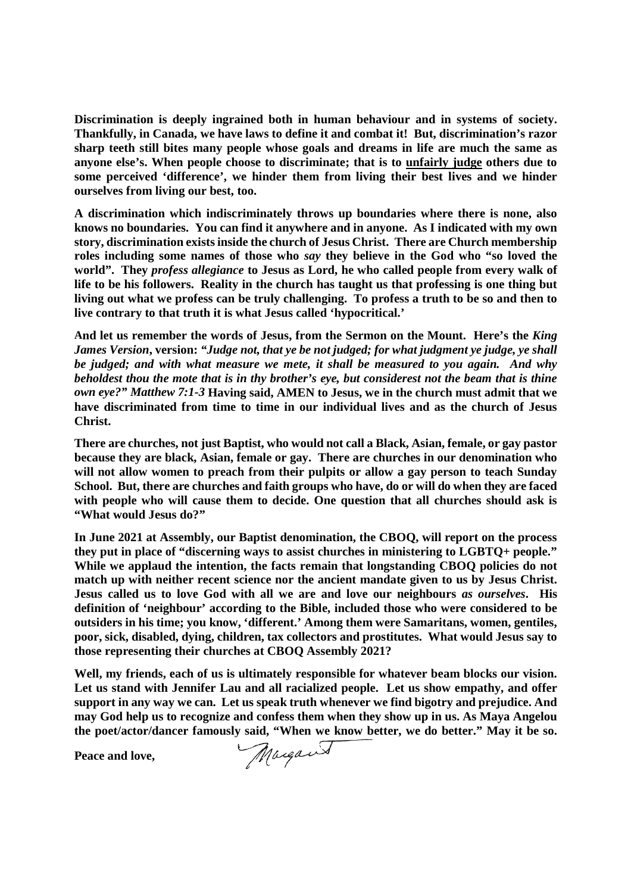**Discrimination is deeply ingrained both in human behaviour and in systems of society. Thankfully, in Canada, we have laws to define it and combat it! But, discrimination's razor sharp teeth still bites many people whose goals and dreams in life are much the same as anyone else's. When people choose to discriminate; that is to unfairly judge others due to some perceived 'difference', we hinder them from living their best lives and we hinder ourselves from living our best, too.**

**A discrimination which indiscriminately throws up boundaries where there is none, also knows no boundaries. You can find it anywhere and in anyone. As I indicated with my own story, discrimination exists inside the church of Jesus Christ. There are Church membership roles including some names of those who *say* they believe in the God who "so loved the world". They *profess allegiance* to Jesus as Lord, he who called people from every walk of life to be his followers. Reality in the church has taught us that professing is one thing but living out what we profess can be truly challenging. To profess a truth to be so and then to live contrary to that truth it is what Jesus called 'hypocritical.'**

**And let us remember the words of Jesus, from the Sermon on the Mount. Here's the *King James Version*, version: "*Judge not, that ye be not judged; for what judgment ye judge, ye shall be judged; and with what measure we mete, it shall be measured to you again. And why beholdest thou the mote that is in thy brother's eye, but considerest not the beam that is thine own eye?" Matthew 7:1-3* Having said, AMEN to Jesus, we in the church must admit that we have discriminated from time to time in our individual lives and as the church of Jesus Christ.**

**There are churches, not just Baptist, who would not call a Black, Asian, female, or gay pastor because they are black, Asian, female or gay. There are churches in our denomination who will not allow women to preach from their pulpits or allow a gay person to teach Sunday School. But, there are churches and faith groups who have, do or will do when they are faced with people who will cause them to decide. One question that all churches should ask is "What would Jesus do?"**

**In June 2021 at Assembly, our Baptist denomination, the CBOQ, will report on the process they put in place of "discerning ways to assist churches in ministering to LGBTQ+ people." While we applaud the intention, the facts remain that longstanding CBOQ policies do not match up with neither recent science nor the ancient mandate given to us by Jesus Christ. Jesus called us to love God with all we are and love our neighbours *as ourselves*. His definition of 'neighbour' according to the Bible, included those who were considered to be outsiders in his time; you know, 'different.' Among them were Samaritans, women, gentiles, poor, sick, disabled, dying, children, tax collectors and prostitutes. What would Jesus say to those representing their churches at CBOQ Assembly 2021?**

**Well, my friends, each of us is ultimately responsible for whatever beam blocks our vision. Let us stand with Jennifer Lau and all racialized people. Let us show empathy, and offer support in any way we can. Let us speak truth whenever we find bigotry and prejudice. And may God help us to recognize and confess them when they show up in us. As Maya Angelou the poet/actor/dancer famously said, "When we know better, we do better." May it be so.**

**Peace and love,**

Margaret